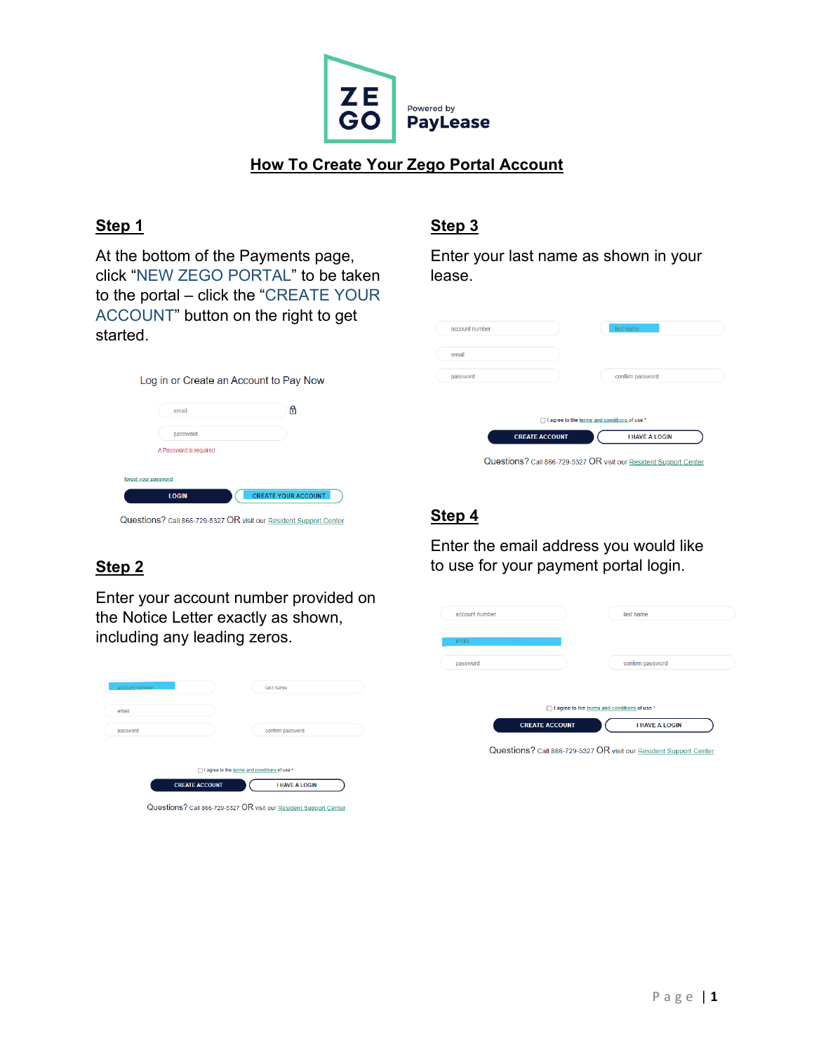ZE GO Powered by PayLease

# How To Create Your Zego Portal Account

## Step 1

At the bottom of the Payments page, click "NEW ZEGO PORTAL" to be taken to the portal – click the "CREATE YOUR ACCOUNT" button on the right to get started.

Log in or Create an Account to Pay Now

email

password

A Password is required

forgot your password

LOGIN | CREATE YOUR ACCOUNT

Questions? Call 866-729-5327 OR visit our Resident Support Center

## Step 2

Enter your account number provided on the Notice Letter exactly as shown, including any leading zeros.

account number | last name

email

password | confirm password

I agree to the terms and conditions of use.*

CREATE ACCOUNT | I HAVE A LOGIN

Questions? Call 866-729-5327 OR visit our Resident Support Center

## Step 3

Enter your last name as shown in your lease.

account number | last name

email

password | confirm password

I agree to the terms and conditions of use.*

CREATE ACCOUNT | I HAVE A LOGIN

Questions? Call 866-729-5327 OR visit our Resident Support Center

## Step 4

Enter the email address you would like to use for your payment portal login.

account number | last name

email

password | confirm password

I agree to the terms and conditions of use.*

CREATE ACCOUNT | I HAVE A LOGIN

Questions? Call 866-729-5327 OR visit our Resident Support Center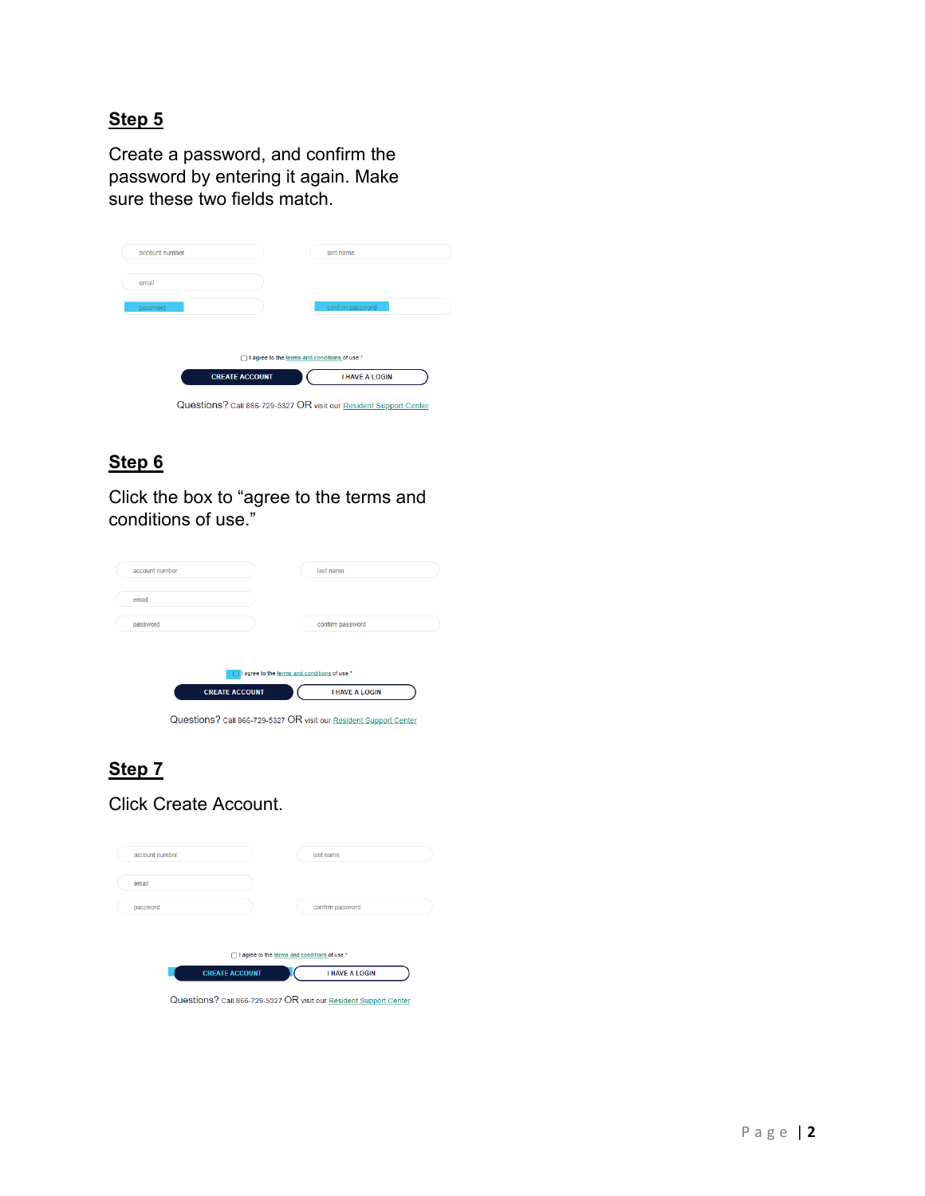## Step 5

Create a password, and confirm the password by entering it again. Make sure these two fields match.

account number

last name

email

password

confirm password

I agree to the terms and conditions of use *

CREATE ACCOUNT

I HAVE A LOGIN

Questions? Call 866-729-5327 OR visit our Resident Support Center

## Step 6

Click the box to “agree to the terms and conditions of use.”

account number

last name

email

password

confirm password

I agree to the terms and conditions of use *

CREATE ACCOUNT

I HAVE A LOGIN

Questions? Call 866-729-5327 OR visit our Resident Support Center

## Step 7

Click Create Account.

account number

last name

email

password

confirm password

I agree to the terms and conditions of use *

CREATE ACCOUNT

I HAVE A LOGIN

Questions? Call 866-729-5327 OR visit our Resident Support Center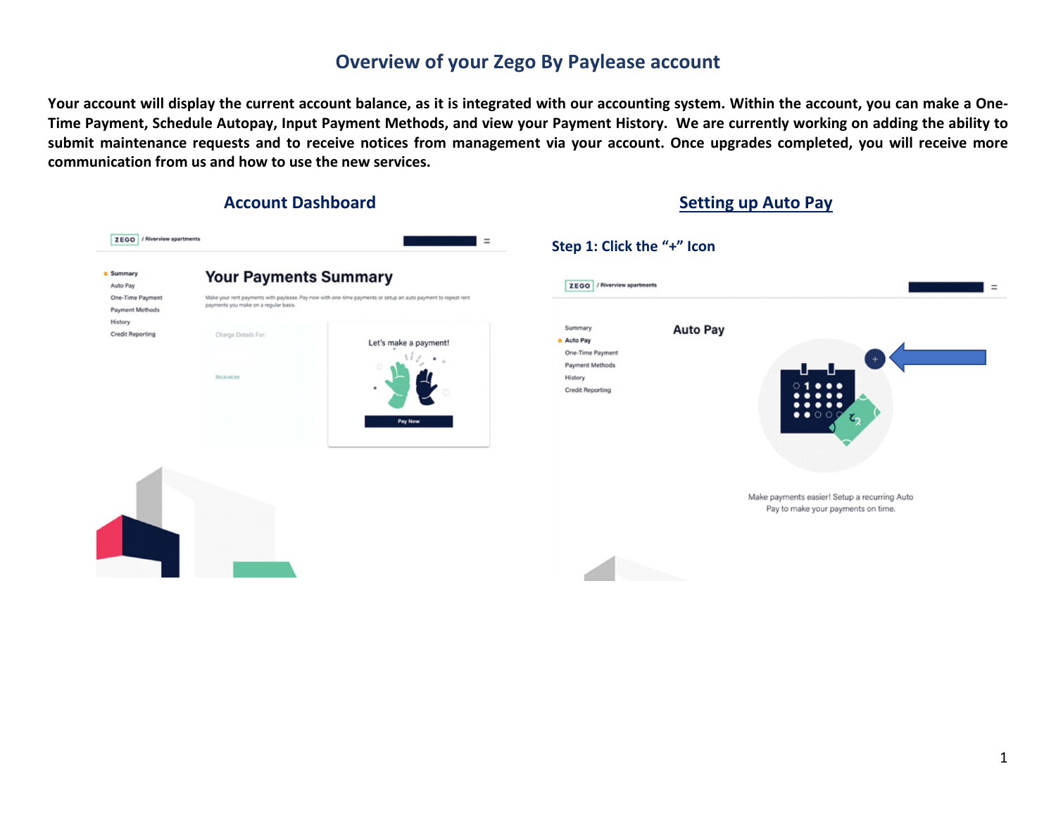# Overview of your Zego By Paylease account

**Your account will display the current account balance, as it is integrated with our accounting system. Within the account, you can make a One-Time Payment, Schedule Autopay, Input Payment Methods, and view your Payment History. We are currently working on adding the ability to submit maintenance requests and to receive notices from management via your account. Once upgrades completed, you will receive more communication from us and how to use the new services.**

## Account Dashboard

## Setting up Auto Pay

### Step 1: Click the "+" Icon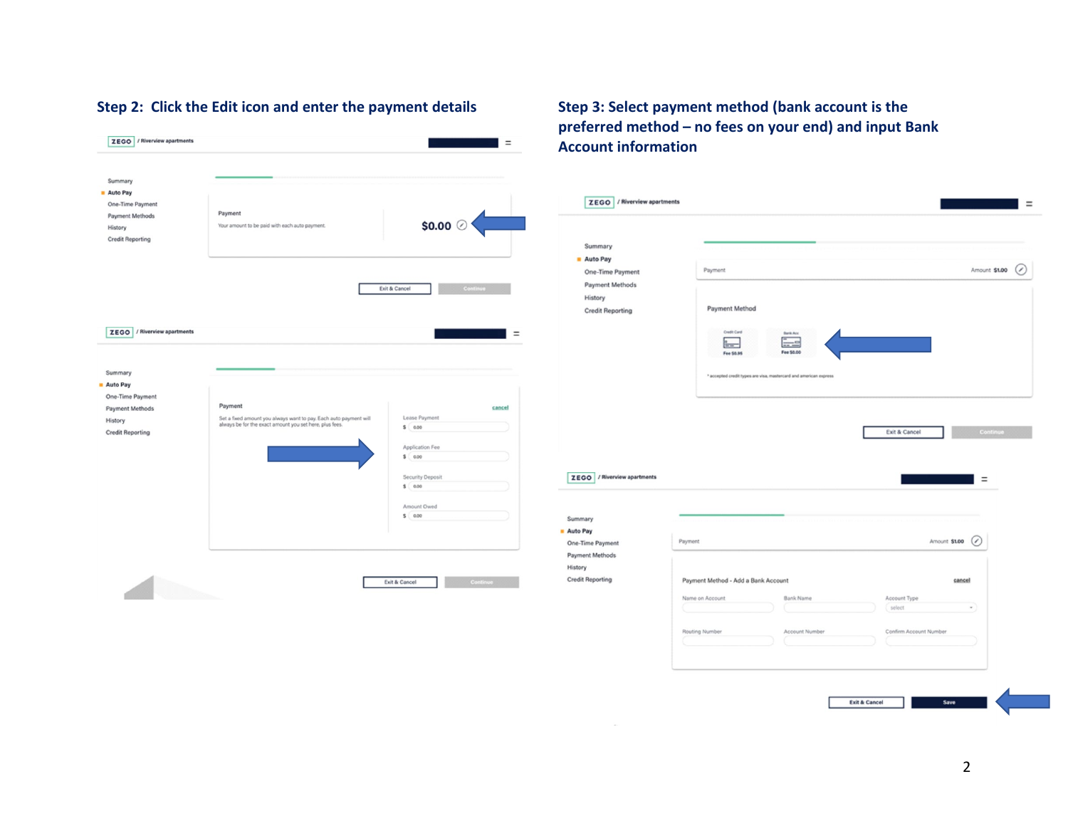## Step 2: Click the Edit icon and enter the payment details

ZEGO / Riverview apartments

- Summary
- Auto Pay
- One-Time Payment
- Payment Methods
- History
- Credit Reporting

Payment

Your amount to be paid with each auto payment.

$0.00

Exit & Cancel | Continue

ZEGO / Riverview apartments

- Summary
- Auto Pay
- One-Time Payment
- Payment Methods
- History
- Credit Reporting

Payment

Set a fixed amount you always want to pay. Each auto payment will always be for the exact amount you set here, plus fees.

cancel

Lease Payment $ 0.00

Application Fee $ 0.00

Security Deposit $ 0.00

Amount Owed $ 0.00

Exit & Cancel | Continue

## Step 3: Select payment method (bank account is the preferred method – no fees on your end) and input Bank Account information

ZEGO / Riverview apartments

- Summary
- Auto Pay
- One-Time Payment
- Payment Methods
- History
- Credit Reporting

Payment — Amount $1.00

Payment Method

Credit Card — Fee $0.95

Bank Acc — Fee $0.00

* accepted credit types are visa, mastercard and american express

Exit & Cancel | Continue

ZEGO / Riverview apartments

- Summary
- Auto Pay
- One-Time Payment
- Payment Methods
- History
- Credit Reporting

Payment — Amount $1.00

Payment Method - Add a Bank Account

cancel

Name on Account | Bank Name | Account Type (select)

Routing Number | Account Number | Confirm Account Number

Exit & Cancel | Save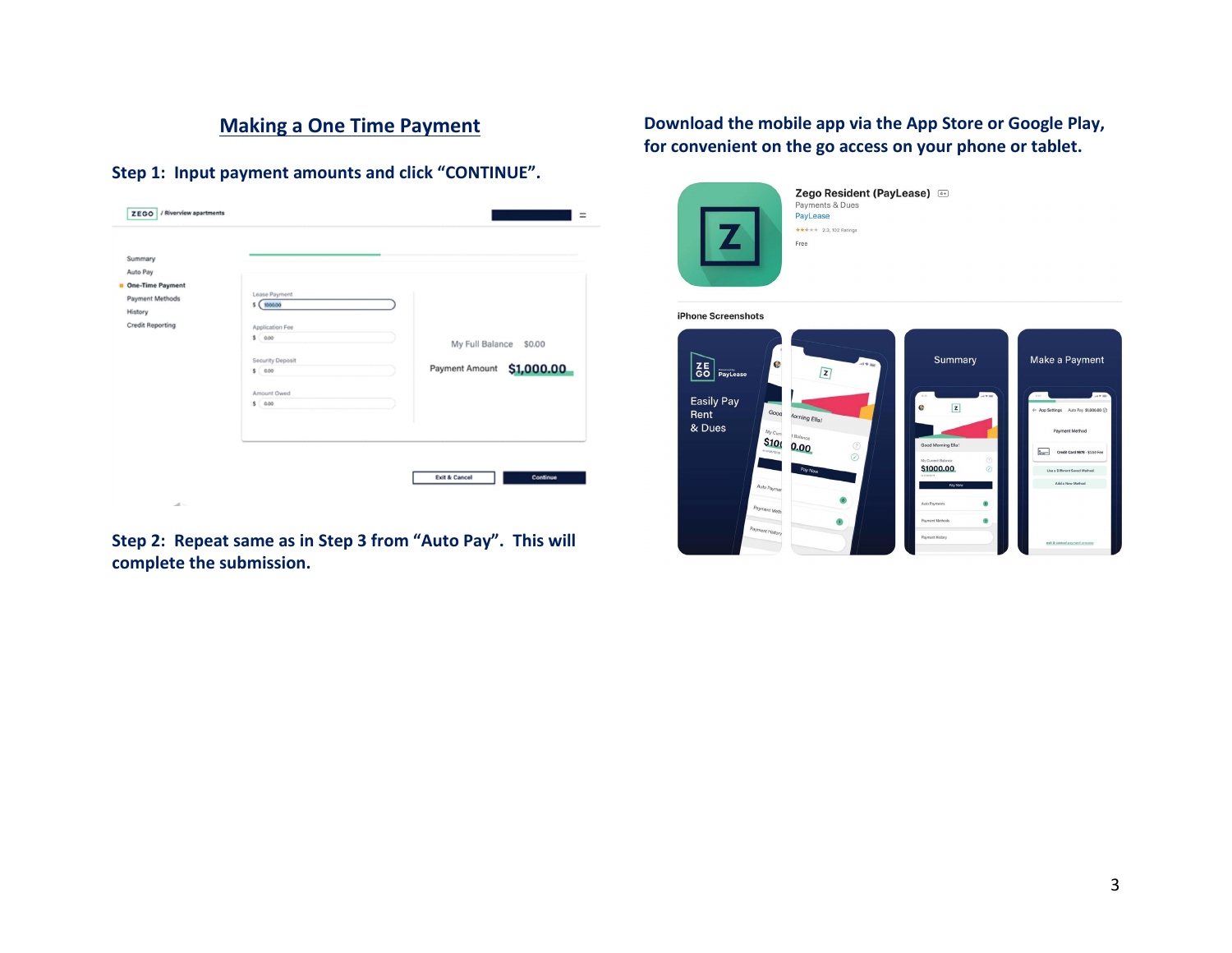## Making a One Time Payment

**Step 1: Input payment amounts and click "CONTINUE".**

**Step 2: Repeat same as in Step 3 from "Auto Pay". This will complete the submission.**

**Download the mobile app via the App Store or Google Play, for convenient on the go access on your phone or tablet.**